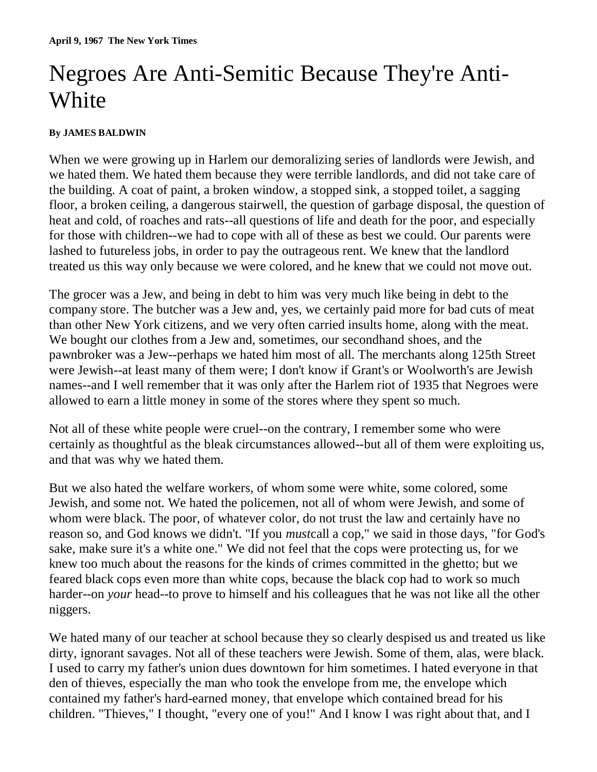**April 9, 1967 The New York Times**

# Negroes Are Anti-Semitic Because They're Anti-White

**By JAMES BALDWIN**

When we were growing up in Harlem our demoralizing series of landlords were Jewish, and we hated them. We hated them because they were terrible landlords, and did not take care of the building. A coat of paint, a broken window, a stopped sink, a stopped toilet, a sagging floor, a broken ceiling, a dangerous stairwell, the question of garbage disposal, the question of heat and cold, of roaches and rats--all questions of life and death for the poor, and especially for those with children--we had to cope with all of these as best we could. Our parents were lashed to futureless jobs, in order to pay the outrageous rent. We knew that the landlord treated us this way only because we were colored, and he knew that we could not move out.

The grocer was a Jew, and being in debt to him was very much like being in debt to the company store. The butcher was a Jew and, yes, we certainly paid more for bad cuts of meat than other New York citizens, and we very often carried insults home, along with the meat. We bought our clothes from a Jew and, sometimes, our secondhand shoes, and the pawnbroker was a Jew--perhaps we hated him most of all. The merchants along 125th Street were Jewish--at least many of them were; I don't know if Grant's or Woolworth's are Jewish names--and I well remember that it was only after the Harlem riot of 1935 that Negroes were allowed to earn a little money in some of the stores where they spent so much.

Not all of these white people were cruel--on the contrary, I remember some who were certainly as thoughtful as the bleak circumstances allowed--but all of them were exploiting us, and that was why we hated them.

But we also hated the welfare workers, of whom some were white, some colored, some Jewish, and some not. We hated the policemen, not all of whom were Jewish, and some of whom were black. The poor, of whatever color, do not trust the law and certainly have no reason so, and God knows we didn't. "If you *must*call a cop," we said in those days, "for God's sake, make sure it's a white one." We did not feel that the cops were protecting us, for we knew too much about the reasons for the kinds of crimes committed in the ghetto; but we feared black cops even more than white cops, because the black cop had to work so much harder--on *your* head--to prove to himself and his colleagues that he was not like all the other niggers.

We hated many of our teacher at school because they so clearly despised us and treated us like dirty, ignorant savages. Not all of these teachers were Jewish. Some of them, alas, were black. I used to carry my father's union dues downtown for him sometimes. I hated everyone in that den of thieves, especially the man who took the envelope from me, the envelope which contained my father's hard-earned money, that envelope which contained bread for his children. "Thieves," I thought, "every one of you!" And I know I was right about that, and I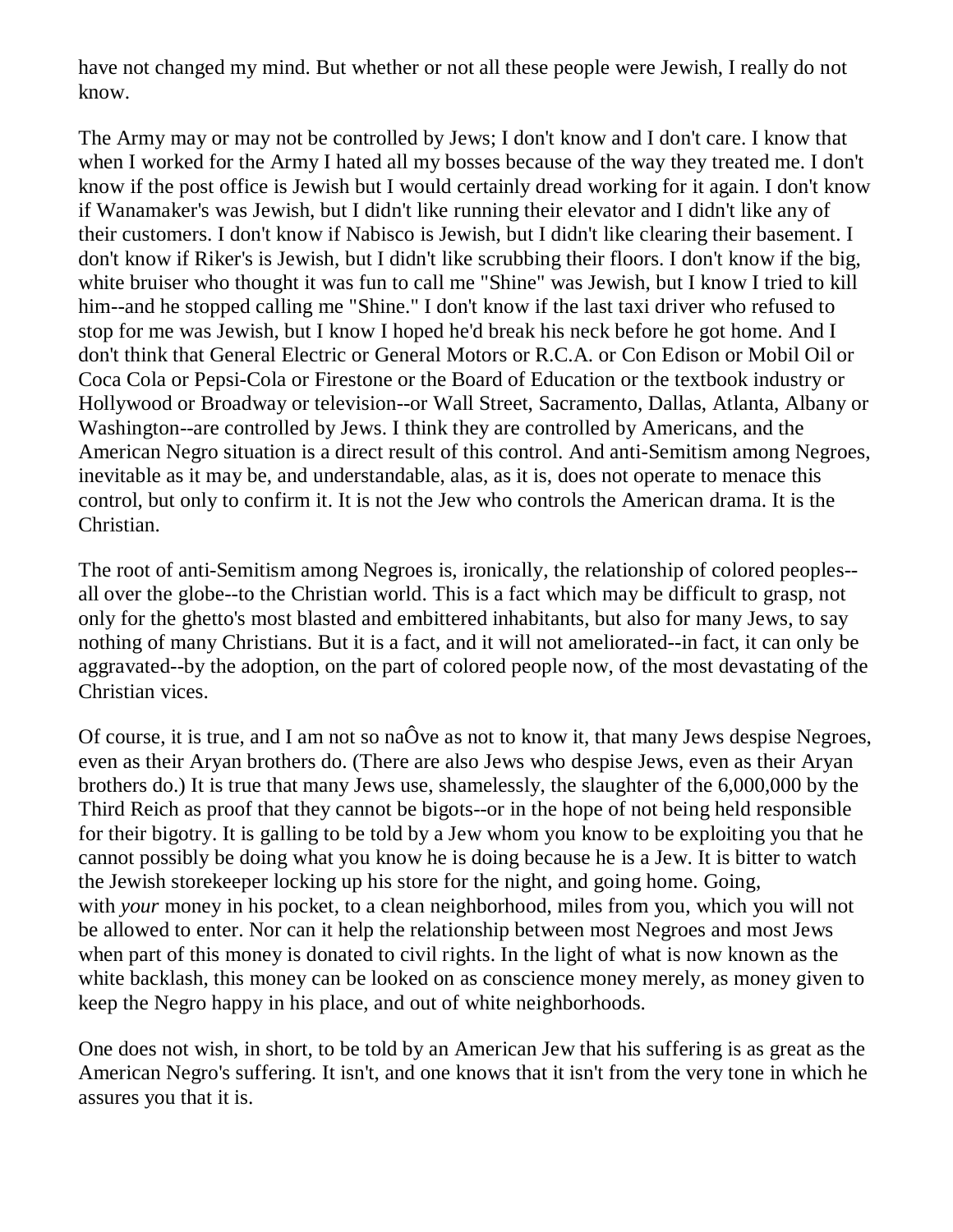have not changed my mind. But whether or not all these people were Jewish, I really do not know.

The Army may or may not be controlled by Jews; I don't know and I don't care. I know that when I worked for the Army I hated all my bosses because of the way they treated me. I don't know if the post office is Jewish but I would certainly dread working for it again. I don't know if Wanamaker's was Jewish, but I didn't like running their elevator and I didn't like any of their customers. I don't know if Nabisco is Jewish, but I didn't like clearing their basement. I don't know if Riker's is Jewish, but I didn't like scrubbing their floors. I don't know if the big, white bruiser who thought it was fun to call me "Shine" was Jewish, but I know I tried to kill him--and he stopped calling me "Shine." I don't know if the last taxi driver who refused to stop for me was Jewish, but I know I hoped he'd break his neck before he got home. And I don't think that General Electric or General Motors or R.C.A. or Con Edison or Mobil Oil or Coca Cola or Pepsi-Cola or Firestone or the Board of Education or the textbook industry or Hollywood or Broadway or television--or Wall Street, Sacramento, Dallas, Atlanta, Albany or Washington--are controlled by Jews. I think they are controlled by Americans, and the American Negro situation is a direct result of this control. And anti-Semitism among Negroes, inevitable as it may be, and understandable, alas, as it is, does not operate to menace this control, but only to confirm it. It is not the Jew who controls the American drama. It is the Christian.

The root of anti-Semitism among Negroes is, ironically, the relationship of colored peoples--all over the globe--to the Christian world. This is a fact which may be difficult to grasp, not only for the ghetto's most blasted and embittered inhabitants, but also for many Jews, to say nothing of many Christians. But it is a fact, and it will not ameliorated--in fact, it can only be aggravated--by the adoption, on the part of colored people now, of the most devastating of the Christian vices.

Of course, it is true, and I am not so naÔve as not to know it, that many Jews despise Negroes, even as their Aryan brothers do. (There are also Jews who despise Jews, even as their Aryan brothers do.) It is true that many Jews use, shamelessly, the slaughter of the 6,000,000 by the Third Reich as proof that they cannot be bigots--or in the hope of not being held responsible for their bigotry. It is galling to be told by a Jew whom you know to be exploiting you that he cannot possibly be doing what you know he is doing because he is a Jew. It is bitter to watch the Jewish storekeeper locking up his store for the night, and going home. Going, with *your* money in his pocket, to a clean neighborhood, miles from you, which you will not be allowed to enter. Nor can it help the relationship between most Negroes and most Jews when part of this money is donated to civil rights. In the light of what is now known as the white backlash, this money can be looked on as conscience money merely, as money given to keep the Negro happy in his place, and out of white neighborhoods.

One does not wish, in short, to be told by an American Jew that his suffering is as great as the American Negro's suffering. It isn't, and one knows that it isn't from the very tone in which he assures you that it is.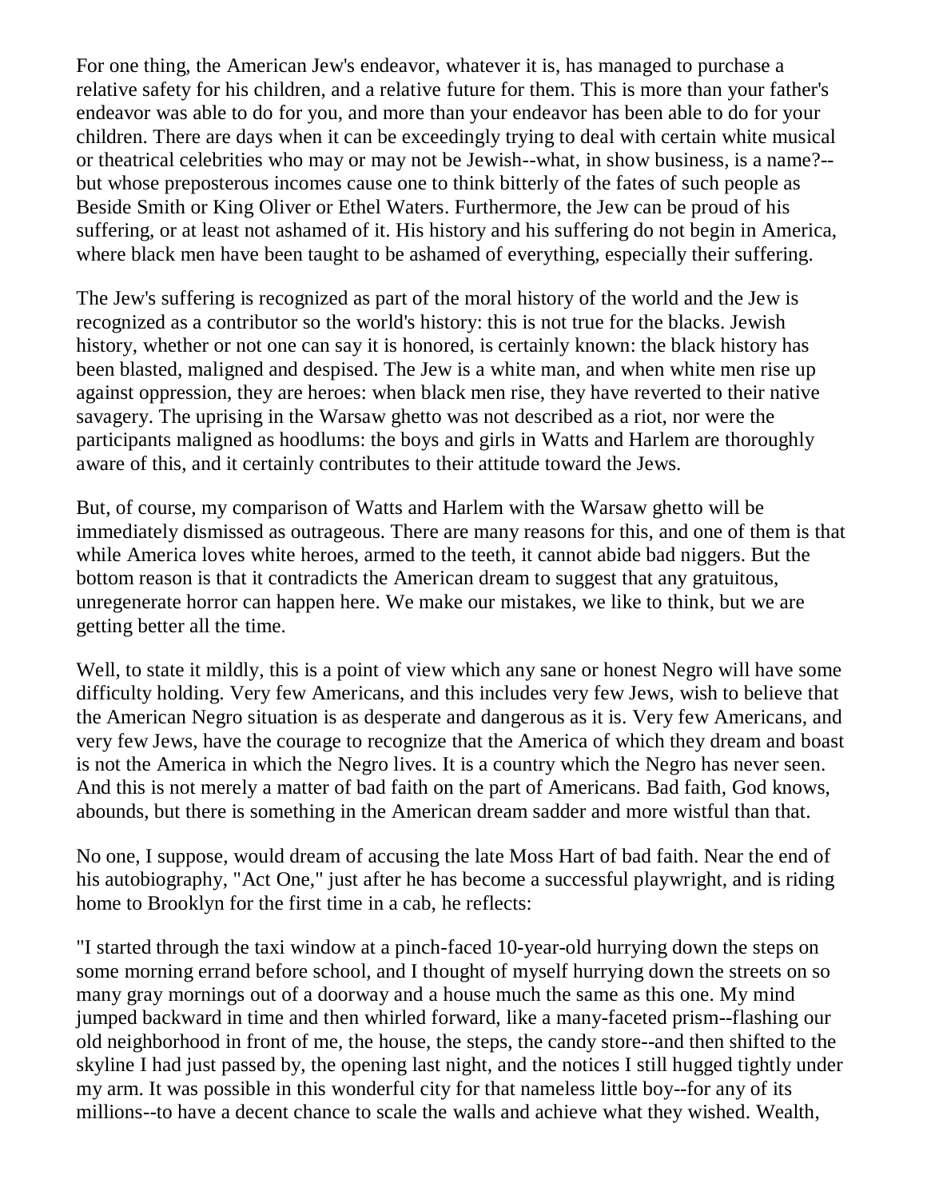For one thing, the American Jew's endeavor, whatever it is, has managed to purchase a relative safety for his children, and a relative future for them. This is more than your father's endeavor was able to do for you, and more than your endeavor has been able to do for your children. There are days when it can be exceedingly trying to deal with certain white musical or theatrical celebrities who may or may not be Jewish--what, in show business, is a name?--but whose preposterous incomes cause one to think bitterly of the fates of such people as Beside Smith or King Oliver or Ethel Waters. Furthermore, the Jew can be proud of his suffering, or at least not ashamed of it. His history and his suffering do not begin in America, where black men have been taught to be ashamed of everything, especially their suffering.

The Jew's suffering is recognized as part of the moral history of the world and the Jew is recognized as a contributor so the world's history: this is not true for the blacks. Jewish history, whether or not one can say it is honored, is certainly known: the black history has been blasted, maligned and despised. The Jew is a white man, and when white men rise up against oppression, they are heroes: when black men rise, they have reverted to their native savagery. The uprising in the Warsaw ghetto was not described as a riot, nor were the participants maligned as hoodlums: the boys and girls in Watts and Harlem are thoroughly aware of this, and it certainly contributes to their attitude toward the Jews.

But, of course, my comparison of Watts and Harlem with the Warsaw ghetto will be immediately dismissed as outrageous. There are many reasons for this, and one of them is that while America loves white heroes, armed to the teeth, it cannot abide bad niggers. But the bottom reason is that it contradicts the American dream to suggest that any gratuitous, unregenerate horror can happen here. We make our mistakes, we like to think, but we are getting better all the time.

Well, to state it mildly, this is a point of view which any sane or honest Negro will have some difficulty holding. Very few Americans, and this includes very few Jews, wish to believe that the American Negro situation is as desperate and dangerous as it is. Very few Americans, and very few Jews, have the courage to recognize that the America of which they dream and boast is not the America in which the Negro lives. It is a country which the Negro has never seen. And this is not merely a matter of bad faith on the part of Americans. Bad faith, God knows, abounds, but there is something in the American dream sadder and more wistful than that.

No one, I suppose, would dream of accusing the late Moss Hart of bad faith. Near the end of his autobiography, "Act One," just after he has become a successful playwright, and is riding home to Brooklyn for the first time in a cab, he reflects:

"I started through the taxi window at a pinch-faced 10-year-old hurrying down the steps on some morning errand before school, and I thought of myself hurrying down the streets on so many gray mornings out of a doorway and a house much the same as this one. My mind jumped backward in time and then whirled forward, like a many-faceted prism--flashing our old neighborhood in front of me, the house, the steps, the candy store--and then shifted to the skyline I had just passed by, the opening last night, and the notices I still hugged tightly under my arm. It was possible in this wonderful city for that nameless little boy--for any of its millions--to have a decent chance to scale the walls and achieve what they wished. Wealth,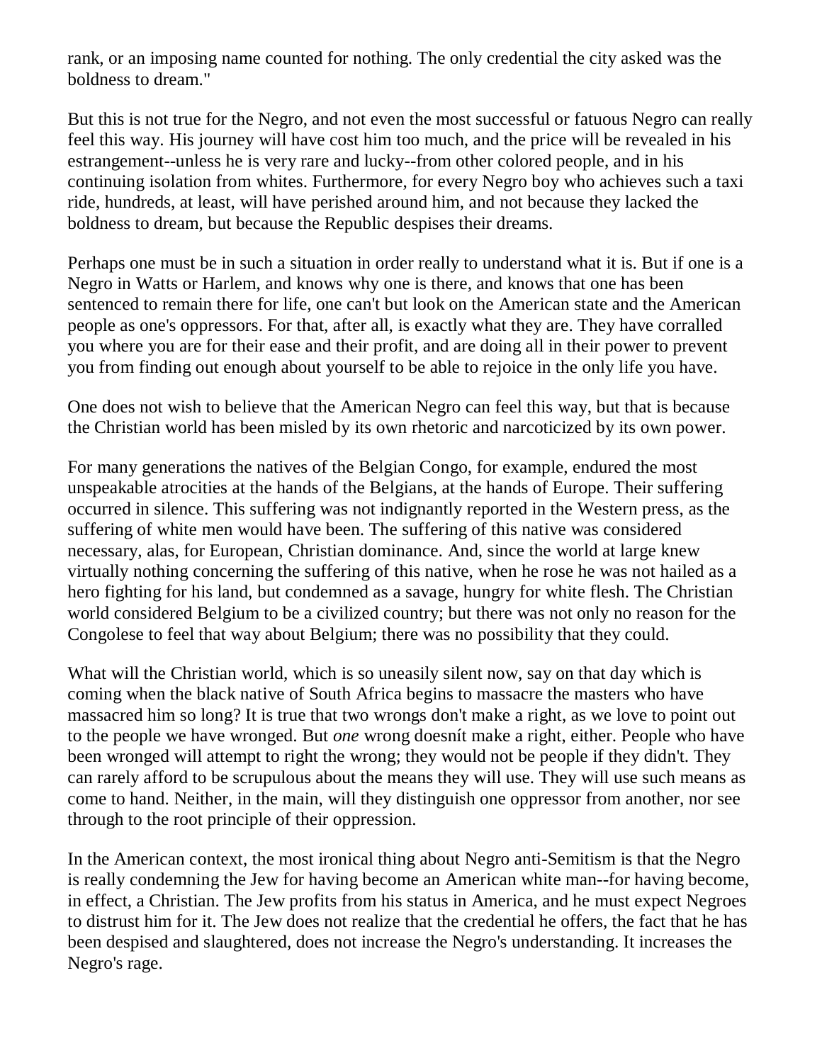rank, or an imposing name counted for nothing. The only credential the city asked was the boldness to dream."

But this is not true for the Negro, and not even the most successful or fatuous Negro can really feel this way. His journey will have cost him too much, and the price will be revealed in his estrangement--unless he is very rare and lucky--from other colored people, and in his continuing isolation from whites. Furthermore, for every Negro boy who achieves such a taxi ride, hundreds, at least, will have perished around him, and not because they lacked the boldness to dream, but because the Republic despises their dreams.

Perhaps one must be in such a situation in order really to understand what it is. But if one is a Negro in Watts or Harlem, and knows why one is there, and knows that one has been sentenced to remain there for life, one can't but look on the American state and the American people as one's oppressors. For that, after all, is exactly what they are. They have corralled you where you are for their ease and their profit, and are doing all in their power to prevent you from finding out enough about yourself to be able to rejoice in the only life you have.

One does not wish to believe that the American Negro can feel this way, but that is because the Christian world has been misled by its own rhetoric and narcoticized by its own power.

For many generations the natives of the Belgian Congo, for example, endured the most unspeakable atrocities at the hands of the Belgians, at the hands of Europe. Their suffering occurred in silence. This suffering was not indignantly reported in the Western press, as the suffering of white men would have been. The suffering of this native was considered necessary, alas, for European, Christian dominance. And, since the world at large knew virtually nothing concerning the suffering of this native, when he rose he was not hailed as a hero fighting for his land, but condemned as a savage, hungry for white flesh. The Christian world considered Belgium to be a civilized country; but there was not only no reason for the Congolese to feel that way about Belgium; there was no possibility that they could.

What will the Christian world, which is so uneasily silent now, say on that day which is coming when the black native of South Africa begins to massacre the masters who have massacred him so long? It is true that two wrongs don't make a right, as we love to point out to the people we have wronged. But *one* wrong doesnít make a right, either. People who have been wronged will attempt to right the wrong; they would not be people if they didn't. They can rarely afford to be scrupulous about the means they will use. They will use such means as come to hand. Neither, in the main, will they distinguish one oppressor from another, nor see through to the root principle of their oppression.

In the American context, the most ironical thing about Negro anti-Semitism is that the Negro is really condemning the Jew for having become an American white man--for having become, in effect, a Christian. The Jew profits from his status in America, and he must expect Negroes to distrust him for it. The Jew does not realize that the credential he offers, the fact that he has been despised and slaughtered, does not increase the Negro's understanding. It increases the Negro's rage.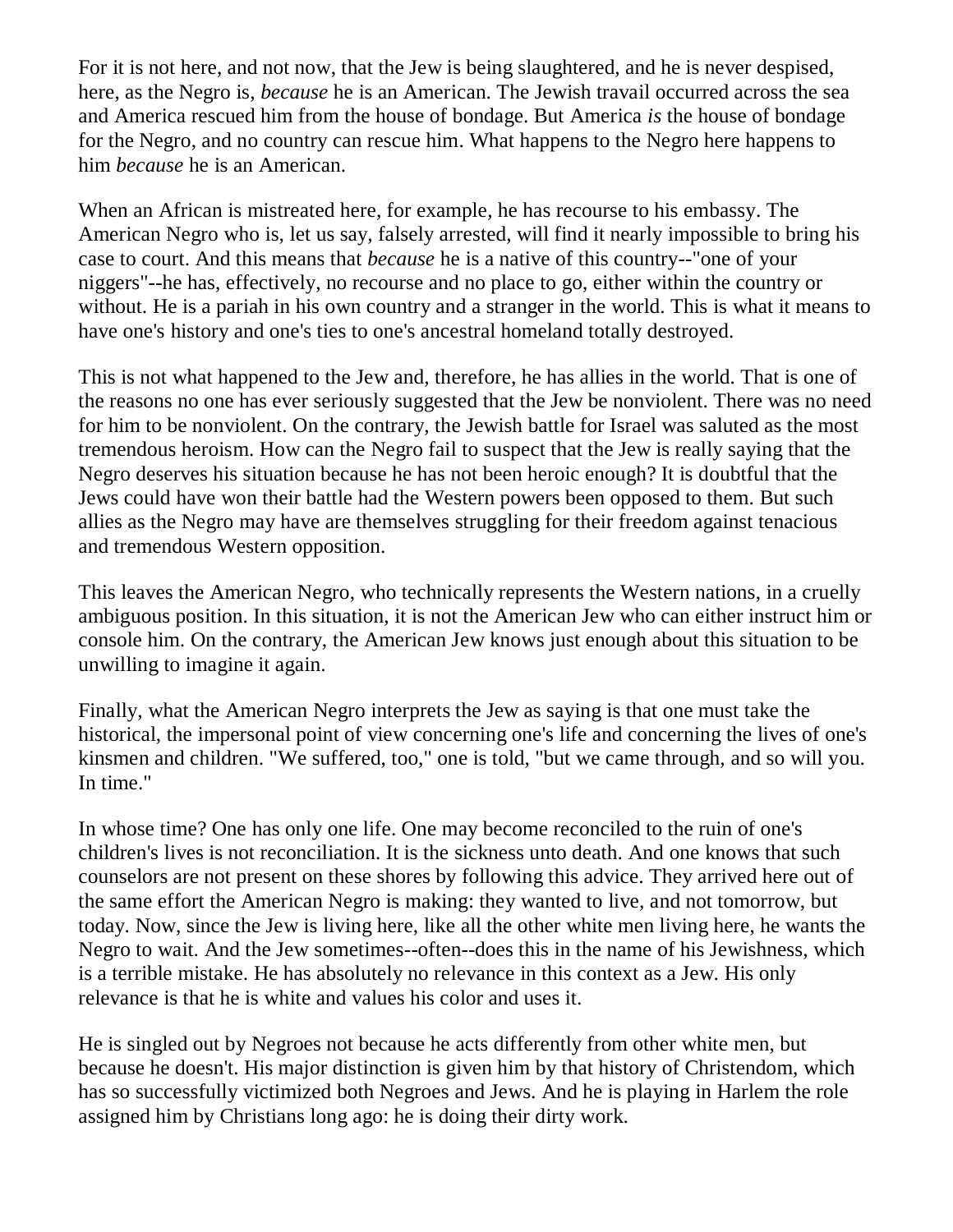For it is not here, and not now, that the Jew is being slaughtered, and he is never despised, here, as the Negro is, *because* he is an American. The Jewish travail occurred across the sea and America rescued him from the house of bondage. But America *is* the house of bondage for the Negro, and no country can rescue him. What happens to the Negro here happens to him *because* he is an American.

When an African is mistreated here, for example, he has recourse to his embassy. The American Negro who is, let us say, falsely arrested, will find it nearly impossible to bring his case to court. And this means that *because* he is a native of this country--"one of your niggers"--he has, effectively, no recourse and no place to go, either within the country or without. He is a pariah in his own country and a stranger in the world. This is what it means to have one's history and one's ties to one's ancestral homeland totally destroyed.

This is not what happened to the Jew and, therefore, he has allies in the world. That is one of the reasons no one has ever seriously suggested that the Jew be nonviolent. There was no need for him to be nonviolent. On the contrary, the Jewish battle for Israel was saluted as the most tremendous heroism. How can the Negro fail to suspect that the Jew is really saying that the Negro deserves his situation because he has not been heroic enough? It is doubtful that the Jews could have won their battle had the Western powers been opposed to them. But such allies as the Negro may have are themselves struggling for their freedom against tenacious and tremendous Western opposition.

This leaves the American Negro, who technically represents the Western nations, in a cruelly ambiguous position. In this situation, it is not the American Jew who can either instruct him or console him. On the contrary, the American Jew knows just enough about this situation to be unwilling to imagine it again.

Finally, what the American Negro interprets the Jew as saying is that one must take the historical, the impersonal point of view concerning one's life and concerning the lives of one's kinsmen and children. "We suffered, too," one is told, "but we came through, and so will you. In time."

In whose time? One has only one life. One may become reconciled to the ruin of one's children's lives is not reconciliation. It is the sickness unto death. And one knows that such counselors are not present on these shores by following this advice. They arrived here out of the same effort the American Negro is making: they wanted to live, and not tomorrow, but today. Now, since the Jew is living here, like all the other white men living here, he wants the Negro to wait. And the Jew sometimes--often--does this in the name of his Jewishness, which is a terrible mistake. He has absolutely no relevance in this context as a Jew. His only relevance is that he is white and values his color and uses it.

He is singled out by Negroes not because he acts differently from other white men, but because he doesn't. His major distinction is given him by that history of Christendom, which has so successfully victimized both Negroes and Jews. And he is playing in Harlem the role assigned him by Christians long ago: he is doing their dirty work.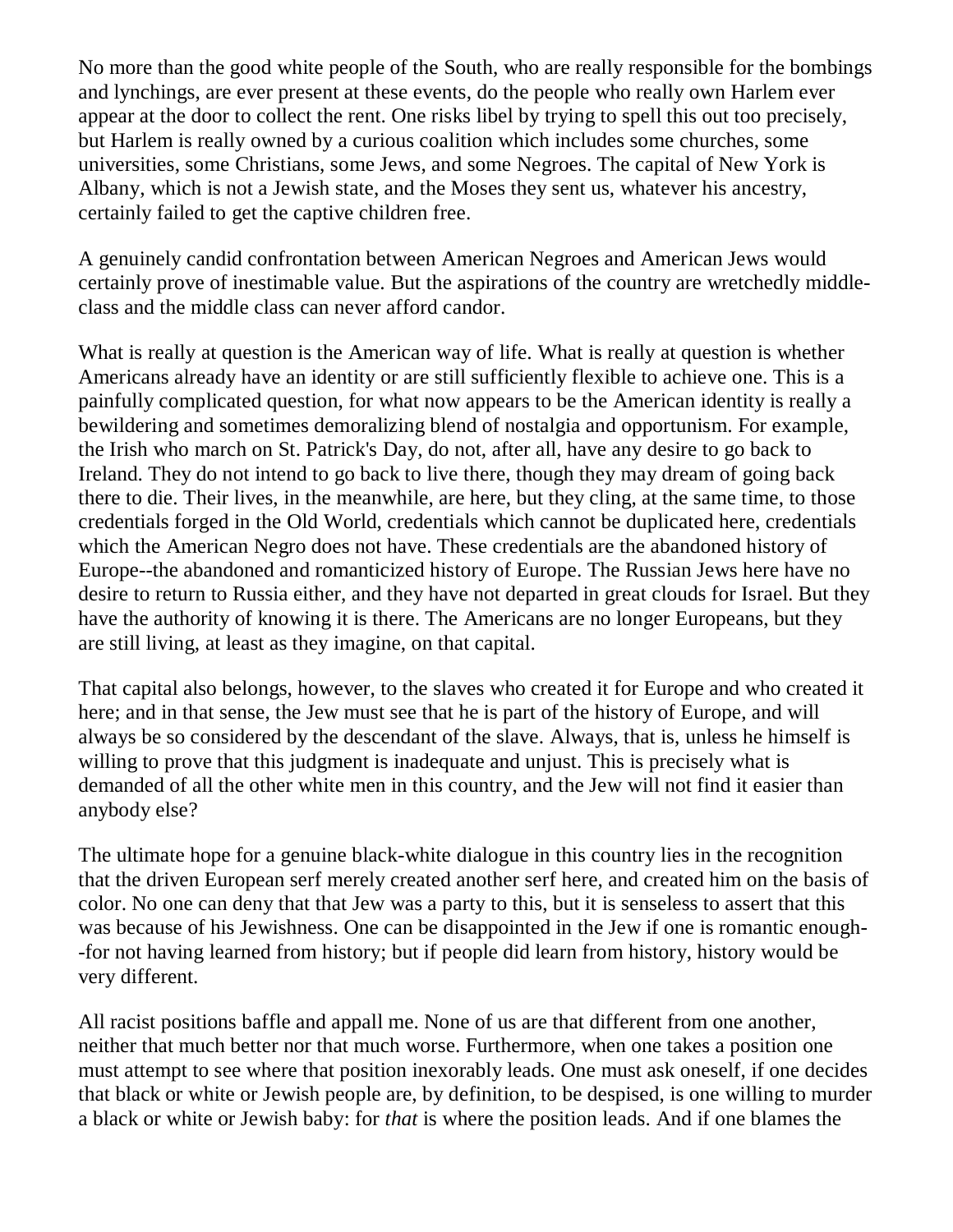No more than the good white people of the South, who are really responsible for the bombings and lynchings, are ever present at these events, do the people who really own Harlem ever appear at the door to collect the rent. One risks libel by trying to spell this out too precisely, but Harlem is really owned by a curious coalition which includes some churches, some universities, some Christians, some Jews, and some Negroes. The capital of New York is Albany, which is not a Jewish state, and the Moses they sent us, whatever his ancestry, certainly failed to get the captive children free.

A genuinely candid confrontation between American Negroes and American Jews would certainly prove of inestimable value. But the aspirations of the country are wretchedly middle-class and the middle class can never afford candor.

What is really at question is the American way of life. What is really at question is whether Americans already have an identity or are still sufficiently flexible to achieve one. This is a painfully complicated question, for what now appears to be the American identity is really a bewildering and sometimes demoralizing blend of nostalgia and opportunism. For example, the Irish who march on St. Patrick's Day, do not, after all, have any desire to go back to Ireland. They do not intend to go back to live there, though they may dream of going back there to die. Their lives, in the meanwhile, are here, but they cling, at the same time, to those credentials forged in the Old World, credentials which cannot be duplicated here, credentials which the American Negro does not have. These credentials are the abandoned history of Europe--the abandoned and romanticized history of Europe. The Russian Jews here have no desire to return to Russia either, and they have not departed in great clouds for Israel. But they have the authority of knowing it is there. The Americans are no longer Europeans, but they are still living, at least as they imagine, on that capital.

That capital also belongs, however, to the slaves who created it for Europe and who created it here; and in that sense, the Jew must see that he is part of the history of Europe, and will always be so considered by the descendant of the slave. Always, that is, unless he himself is willing to prove that this judgment is inadequate and unjust. This is precisely what is demanded of all the other white men in this country, and the Jew will not find it easier than anybody else?

The ultimate hope for a genuine black-white dialogue in this country lies in the recognition that the driven European serf merely created another serf here, and created him on the basis of color. No one can deny that that Jew was a party to this, but it is senseless to assert that this was because of his Jewishness. One can be disappointed in the Jew if one is romantic enough--for not having learned from history; but if people did learn from history, history would be very different.

All racist positions baffle and appall me. None of us are that different from one another, neither that much better nor that much worse. Furthermore, when one takes a position one must attempt to see where that position inexorably leads. One must ask oneself, if one decides that black or white or Jewish people are, by definition, to be despised, is one willing to murder a black or white or Jewish baby: for *that* is where the position leads. And if one blames the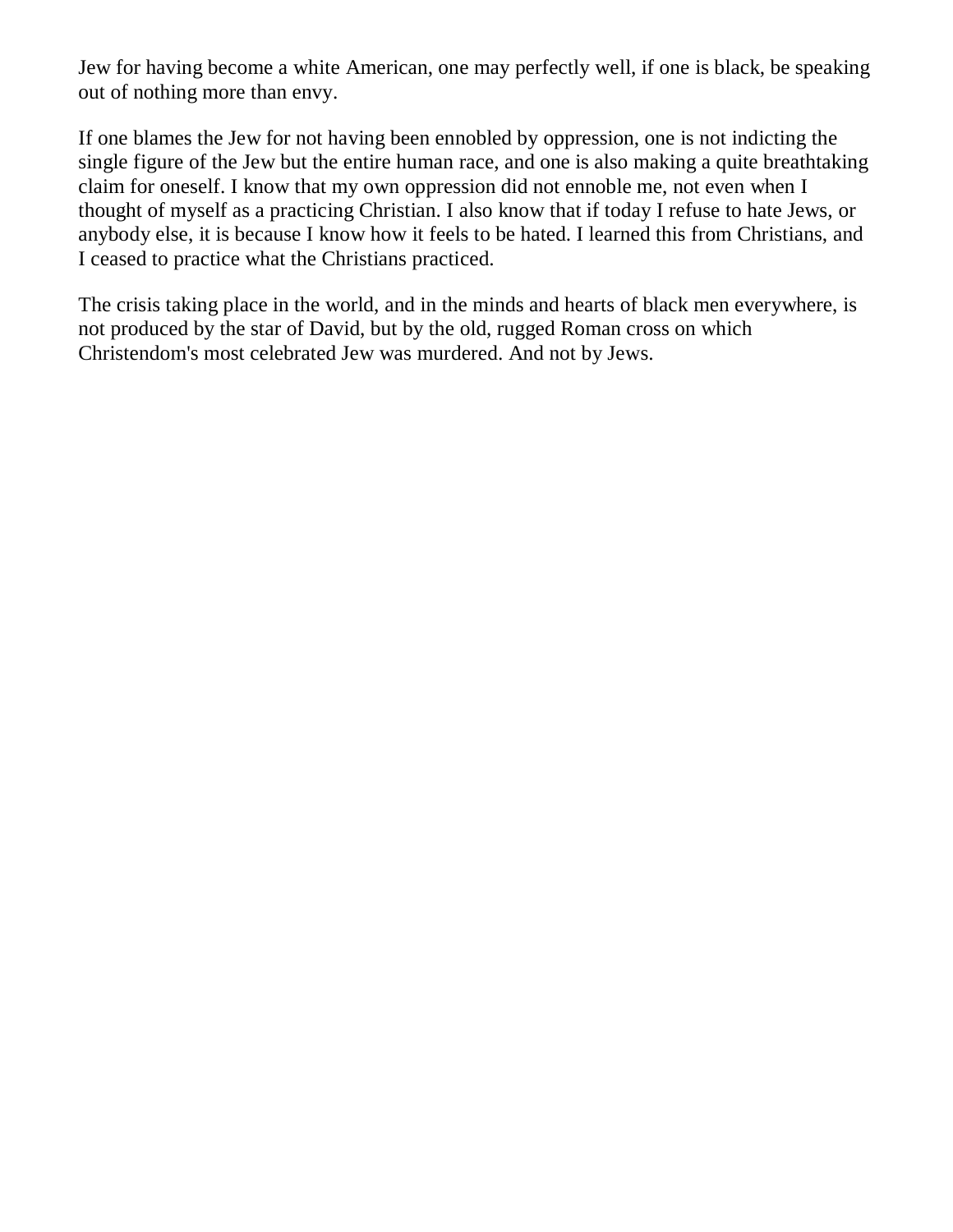Jew for having become a white American, one may perfectly well, if one is black, be speaking out of nothing more than envy.

If one blames the Jew for not having been ennobled by oppression, one is not indicting the single figure of the Jew but the entire human race, and one is also making a quite breathtaking claim for oneself. I know that my own oppression did not ennoble me, not even when I thought of myself as a practicing Christian. I also know that if today I refuse to hate Jews, or anybody else, it is because I know how it feels to be hated. I learned this from Christians, and I ceased to practice what the Christians practiced.

The crisis taking place in the world, and in the minds and hearts of black men everywhere, is not produced by the star of David, but by the old, rugged Roman cross on which Christendom's most celebrated Jew was murdered. And not by Jews.